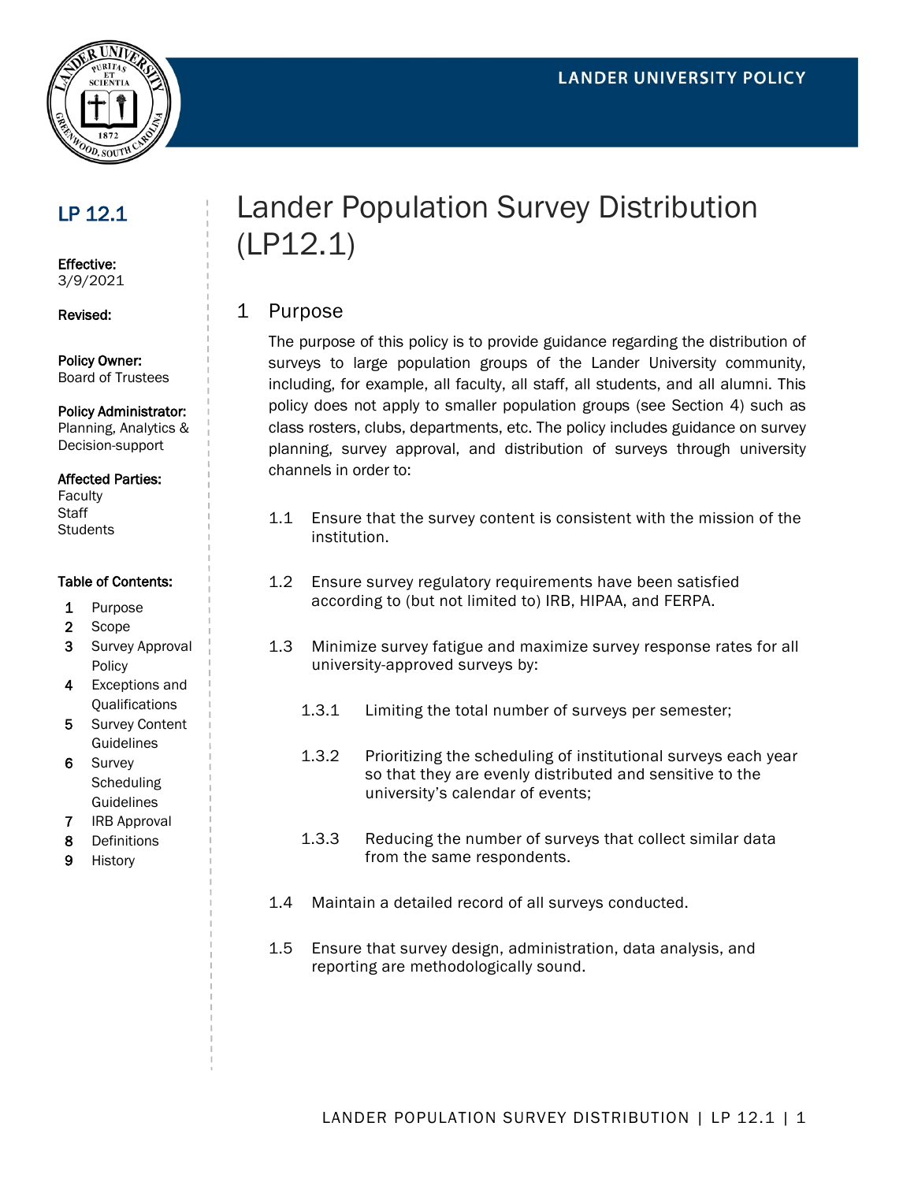LANDER UNIVERSITY POLICY

**LP 12.1**

**Effective:**
3/9/2021

**Revised:**

**Policy Owner:**
Board of Trustees

**Policy Administrator:**
Planning, Analytics & Decision-support

**Affected Parties:**
Faculty
Staff
Students

**Table of Contents:**

1. Purpose
2. Scope
3. Survey Approval Policy
4. Exceptions and Qualifications
5. Survey Content Guidelines
6. Survey Scheduling Guidelines
7. IRB Approval
8. Definitions
9. History

# Lander Population Survey Distribution (LP12.1)

## 1 Purpose

The purpose of this policy is to provide guidance regarding the distribution of surveys to large population groups of the Lander University community, including, for example, all faculty, all staff, all students, and all alumni. This policy does not apply to smaller population groups (see Section 4) such as class rosters, clubs, departments, etc. The policy includes guidance on survey planning, survey approval, and distribution of surveys through university channels in order to:

1.1 Ensure that the survey content is consistent with the mission of the institution.

1.2 Ensure survey regulatory requirements have been satisfied according to (but not limited to) IRB, HIPAA, and FERPA.

1.3 Minimize survey fatigue and maximize survey response rates for all university-approved surveys by:

- 1.3.1 Limiting the total number of surveys per semester;
- 1.3.2 Prioritizing the scheduling of institutional surveys each year so that they are evenly distributed and sensitive to the university's calendar of events;
- 1.3.3 Reducing the number of surveys that collect similar data from the same respondents.

1.4 Maintain a detailed record of all surveys conducted.

1.5 Ensure that survey design, administration, data analysis, and reporting are methodologically sound.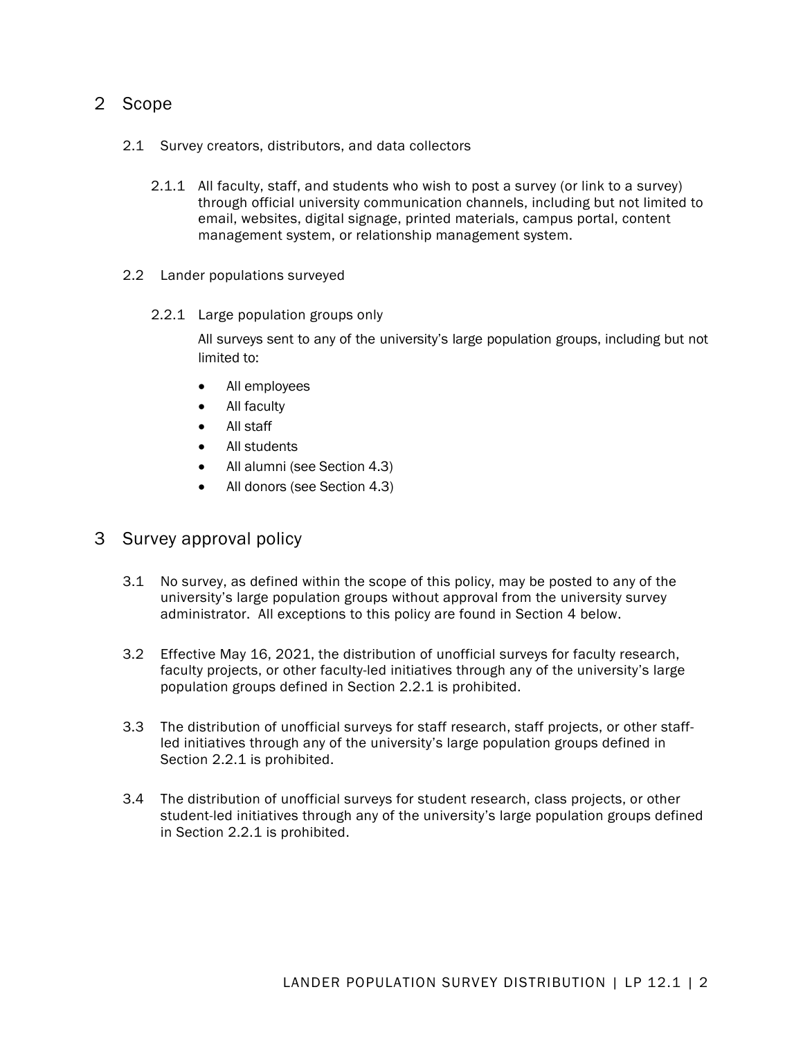## 2 Scope

### 2.1 Survey creators, distributors, and data collectors

#### 2.1.1 All faculty, staff, and students who wish to post a survey (or link to a survey) through official university communication channels, including but not limited to email, websites, digital signage, printed materials, campus portal, content management system, or relationship management system.

### 2.2 Lander populations surveyed

#### 2.2.1 Large population groups only

All surveys sent to any of the university's large population groups, including but not limited to:

- All employees
- All faculty
- All staff
- All students
- All alumni (see Section 4.3)
- All donors (see Section 4.3)

## 3 Survey approval policy

3.1 No survey, as defined within the scope of this policy, may be posted to any of the university's large population groups without approval from the university survey administrator. All exceptions to this policy are found in Section 4 below.

3.2 Effective May 16, 2021, the distribution of unofficial surveys for faculty research, faculty projects, or other faculty-led initiatives through any of the university's large population groups defined in Section 2.2.1 is prohibited.

3.3 The distribution of unofficial surveys for staff research, staff projects, or other staff-led initiatives through any of the university's large population groups defined in Section 2.2.1 is prohibited.

3.4 The distribution of unofficial surveys for student research, class projects, or other student-led initiatives through any of the university's large population groups defined in Section 2.2.1 is prohibited.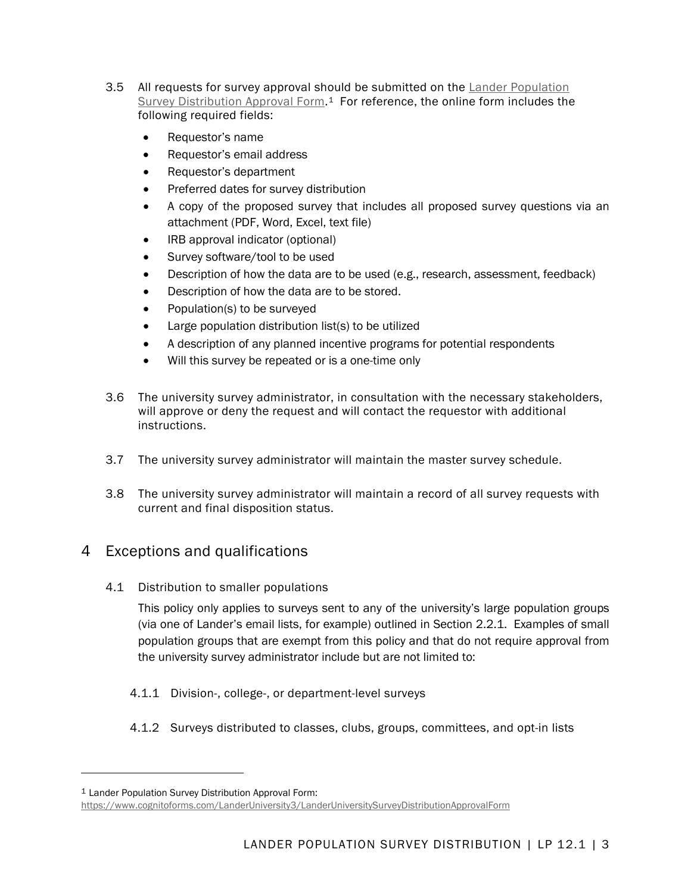3.5 All requests for survey approval should be submitted on the [Lander Population Survey Distribution Approval Form](https://www.cognitoforms.com/LanderUniversity3/LanderUniversitySurveyDistributionApprovalForm).[1] For reference, the online form includes the following required fields:

- Requestor's name
- Requestor's email address
- Requestor's department
- Preferred dates for survey distribution
- A copy of the proposed survey that includes all proposed survey questions via an attachment (PDF, Word, Excel, text file)
- IRB approval indicator (optional)
- Survey software/tool to be used
- Description of how the data are to be used (e.g., research, assessment, feedback)
- Description of how the data are to be stored.
- Population(s) to be surveyed
- Large population distribution list(s) to be utilized
- A description of any planned incentive programs for potential respondents
- Will this survey be repeated or is a one-time only

3.6 The university survey administrator, in consultation with the necessary stakeholders, will approve or deny the request and will contact the requestor with additional instructions.

3.7 The university survey administrator will maintain the master survey schedule.

3.8 The university survey administrator will maintain a record of all survey requests with current and final disposition status.

## 4 Exceptions and qualifications

4.1 Distribution to smaller populations

This policy only applies to surveys sent to any of the university's large population groups (via one of Lander's email lists, for example) outlined in Section 2.2.1. Examples of small population groups that are exempt from this policy and that do not require approval from the university survey administrator include but are not limited to:

4.1.1 Division-, college-, or department-level surveys

4.1.2 Surveys distributed to classes, clubs, groups, committees, and opt-in lists

---

[1] Lander Population Survey Distribution Approval Form: https://www.cognitoforms.com/LanderUniversity3/LanderUniversitySurveyDistributionApprovalForm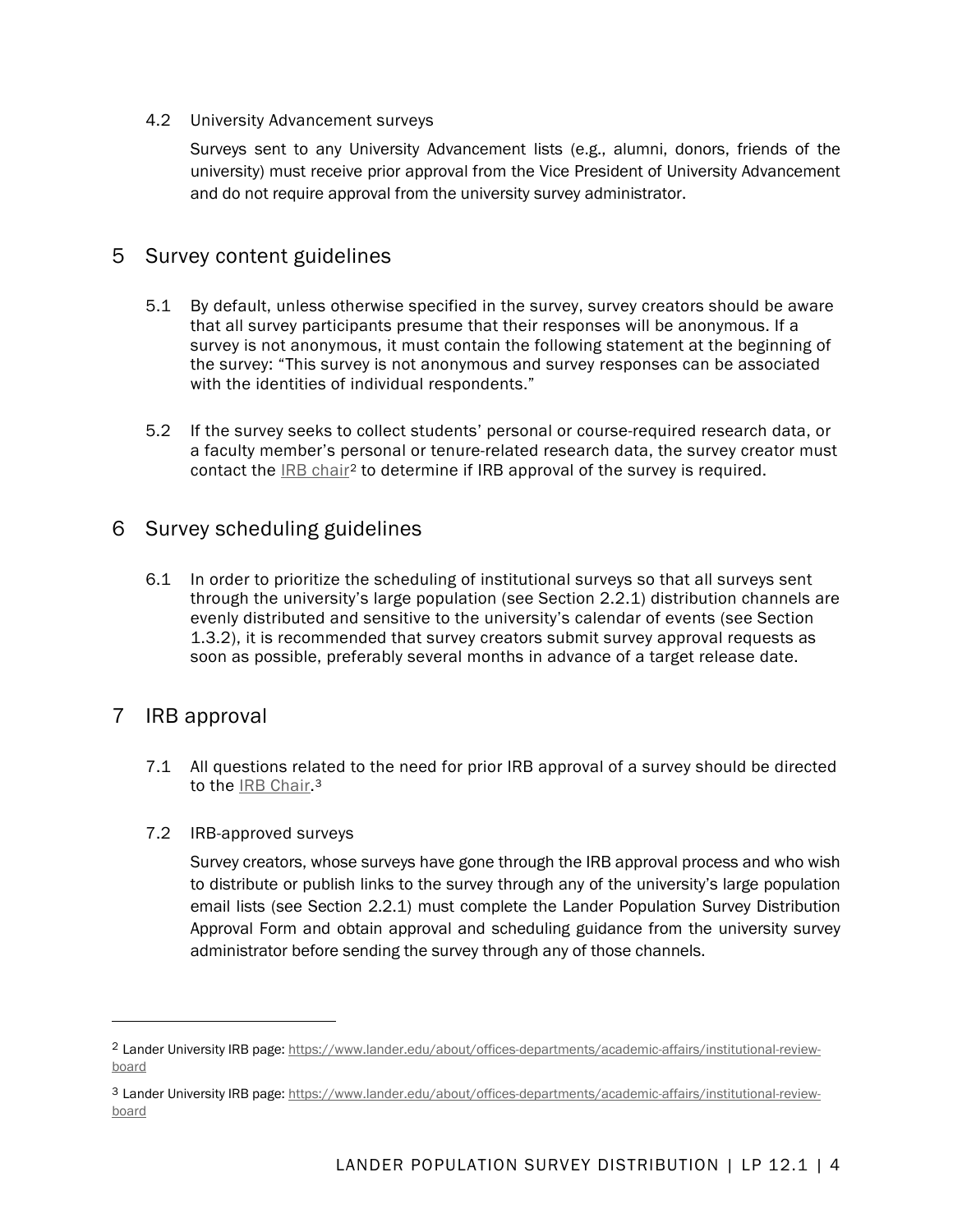4.2 University Advancement surveys

Surveys sent to any University Advancement lists (e.g., alumni, donors, friends of the university) must receive prior approval from the Vice President of University Advancement and do not require approval from the university survey administrator.

## 5 Survey content guidelines

5.1 By default, unless otherwise specified in the survey, survey creators should be aware that all survey participants presume that their responses will be anonymous. If a survey is not anonymous, it must contain the following statement at the beginning of the survey: "This survey is not anonymous and survey responses can be associated with the identities of individual respondents."

5.2 If the survey seeks to collect students' personal or course-required research data, or a faculty member's personal or tenure-related research data, the survey creator must contact the IRB chair[2] to determine if IRB approval of the survey is required.

## 6 Survey scheduling guidelines

6.1 In order to prioritize the scheduling of institutional surveys so that all surveys sent through the university's large population (see Section 2.2.1) distribution channels are evenly distributed and sensitive to the university's calendar of events (see Section 1.3.2), it is recommended that survey creators submit survey approval requests as soon as possible, preferably several months in advance of a target release date.

## 7 IRB approval

7.1 All questions related to the need for prior IRB approval of a survey should be directed to the IRB Chair.[3]

7.2 IRB-approved surveys

Survey creators, whose surveys have gone through the IRB approval process and who wish to distribute or publish links to the survey through any of the university's large population email lists (see Section 2.2.1) must complete the Lander Population Survey Distribution Approval Form and obtain approval and scheduling guidance from the university survey administrator before sending the survey through any of those channels.

---

[2] Lander University IRB page: https://www.lander.edu/about/offices-departments/academic-affairs/institutional-review-board

[3] Lander University IRB page: https://www.lander.edu/about/offices-departments/academic-affairs/institutional-review-board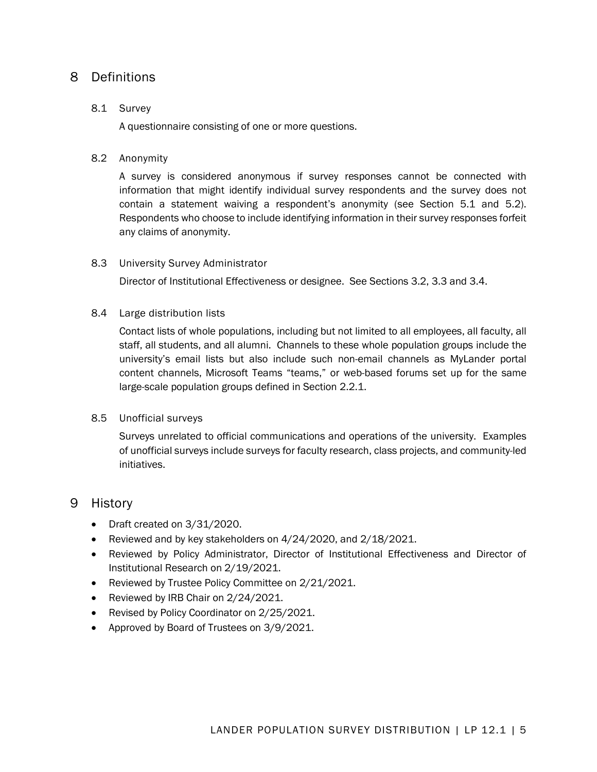# 8 Definitions

## 8.1 Survey

A questionnaire consisting of one or more questions.

## 8.2 Anonymity

A survey is considered anonymous if survey responses cannot be connected with information that might identify individual survey respondents and the survey does not contain a statement waiving a respondent's anonymity (see Section 5.1 and 5.2). Respondents who choose to include identifying information in their survey responses forfeit any claims of anonymity.

## 8.3 University Survey Administrator

Director of Institutional Effectiveness or designee. See Sections 3.2, 3.3 and 3.4.

## 8.4 Large distribution lists

Contact lists of whole populations, including but not limited to all employees, all faculty, all staff, all students, and all alumni. Channels to these whole population groups include the university's email lists but also include such non-email channels as MyLander portal content channels, Microsoft Teams "teams," or web-based forums set up for the same large-scale population groups defined in Section 2.2.1.

## 8.5 Unofficial surveys

Surveys unrelated to official communications and operations of the university. Examples of unofficial surveys include surveys for faculty research, class projects, and community-led initiatives.

# 9 History

- Draft created on 3/31/2020.
- Reviewed and by key stakeholders on 4/24/2020, and 2/18/2021.
- Reviewed by Policy Administrator, Director of Institutional Effectiveness and Director of Institutional Research on 2/19/2021.
- Reviewed by Trustee Policy Committee on 2/21/2021.
- Reviewed by IRB Chair on 2/24/2021.
- Revised by Policy Coordinator on 2/25/2021.
- Approved by Board of Trustees on 3/9/2021.